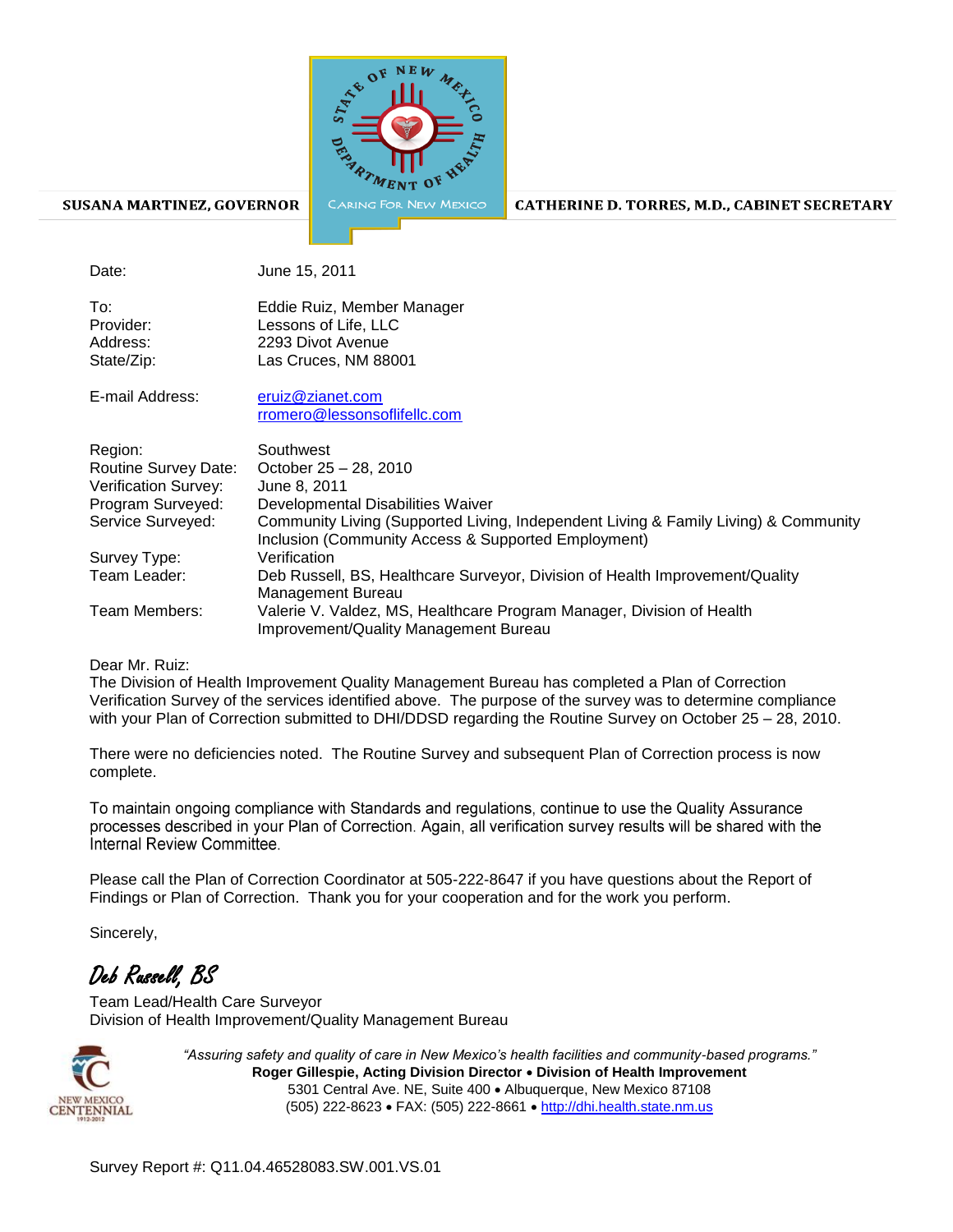**SUSANA MARTINEZ, GOVERNOR** | **CATHERINE D. TORRES, M.D., CABINET SECRETARY**

STATE OF NEW MEXICO DEPARTMENT OF HEALTH

CARING FOR NEW MEXICO

| | |
|---|---|
| Date: | June 15, 2011 |
| To: | Eddie Ruiz, Member Manager |
| Provider: | Lessons of Life, LLC |
| Address: | 2293 Divot Avenue |
| State/Zip: | Las Cruces, NM 88001 |
| E-mail Address: | eruiz@zianet.com<br>rromero@lessonsoflifellc.com |
| Region: | Southwest |
| Routine Survey Date: | October 25 – 28, 2010 |
| Verification Survey: | June 8, 2011 |
| Program Surveyed: | Developmental Disabilities Waiver |
| Service Surveyed: | Community Living (Supported Living, Independent Living & Family Living) & Community Inclusion (Community Access & Supported Employment) |
| Survey Type: | Verification |
| Team Leader: | Deb Russell, BS, Healthcare Surveyor, Division of Health Improvement/Quality Management Bureau |
| Team Members: | Valerie V. Valdez, MS, Healthcare Program Manager, Division of Health Improvement/Quality Management Bureau |

Dear Mr. Ruiz:

The Division of Health Improvement Quality Management Bureau has completed a Plan of Correction Verification Survey of the services identified above. The purpose of the survey was to determine compliance with your Plan of Correction submitted to DHI/DDSD regarding the Routine Survey on October 25 – 28, 2010.

There were no deficiencies noted. The Routine Survey and subsequent Plan of Correction process is now complete.

To maintain ongoing compliance with Standards and regulations, continue to use the Quality Assurance processes described in your Plan of Correction. Again, all verification survey results will be shared with the Internal Review Committee.

Please call the Plan of Correction Coordinator at 505-222-8647 if you have questions about the Report of Findings or Plan of Correction. Thank you for your cooperation and for the work you perform.

Sincerely,

*Deb Russell, BS*

Team Lead/Health Care Surveyor
Division of Health Improvement/Quality Management Bureau

NEW MEXICO CENTENNIAL 1912-2012

*"Assuring safety and quality of care in New Mexico's health facilities and community-based programs."*
**Roger Gillespie, Acting Division Director • Division of Health Improvement**
5301 Central Ave. NE, Suite 400 • Albuquerque, New Mexico 87108
(505) 222-8623 • FAX: (505) 222-8661 • http://dhi.health.state.nm.us

Survey Report #: Q11.04.46528083.SW.001.VS.01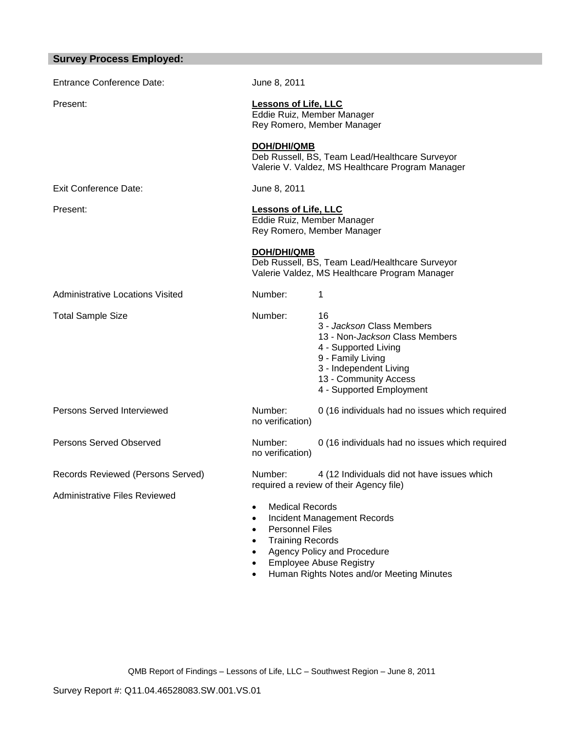## Survey Process Employed:

| | |
|---|---|
| Entrance Conference Date: | June 8, 2011 |
| Present: | **Lessons of Life, LLC**<br>Eddie Ruiz, Member Manager<br>Rey Romero, Member Manager<br><br>**DOH/DHI/QMB**<br>Deb Russell, BS, Team Lead/Healthcare Surveyor<br>Valerie V. Valdez, MS Healthcare Program Manager |
| Exit Conference Date: | June 8, 2011 |
| Present: | **Lessons of Life, LLC**<br>Eddie Ruiz, Member Manager<br>Rey Romero, Member Manager<br><br>**DOH/DHI/QMB**<br>Deb Russell, BS, Team Lead/Healthcare Surveyor<br>Valerie Valdez, MS Healthcare Program Manager |
| Administrative Locations Visited | Number: 1 |
| Total Sample Size | Number: 16<br>3 - *Jackson* Class Members<br>13 - Non-*Jackson* Class Members<br>4 - Supported Living<br>9 - Family Living<br>3 - Independent Living<br>13 - Community Access<br>4 - Supported Employment |
| Persons Served Interviewed | Number: 0 (16 individuals had no issues which required no verification) |
| Persons Served Observed | Number: 0 (16 individuals had no issues which required no verification) |
| Records Reviewed (Persons Served) | Number: 4 (12 Individuals did not have issues which required a review of their Agency file) |
| Administrative Files Reviewed | • Medical Records<br>• Incident Management Records<br>• Personnel Files<br>• Training Records<br>• Agency Policy and Procedure<br>• Employee Abuse Registry<br>• Human Rights Notes and/or Meeting Minutes |

QMB Report of Findings – Lessons of Life, LLC – Southwest Region – June 8, 2011

Survey Report #: Q11.04.46528083.SW.001.VS.01